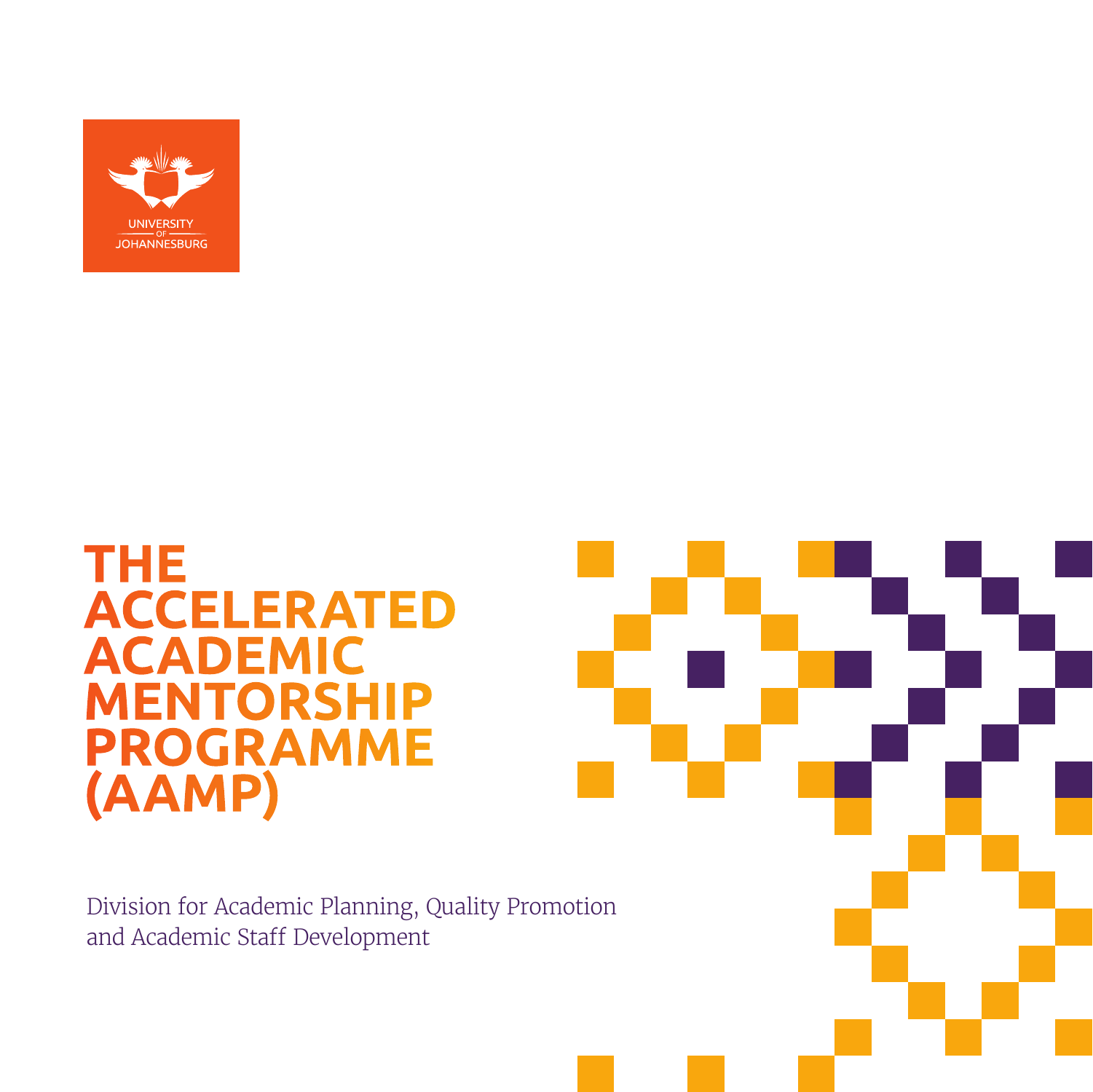UNIVERSITY OF JOHANNESBURG

# THE ACCELERATED ACADEMIC MENTORSHIP PROGRAMME (AAMP)

Division for Academic Planning, Quality Promotion and Academic Staff Development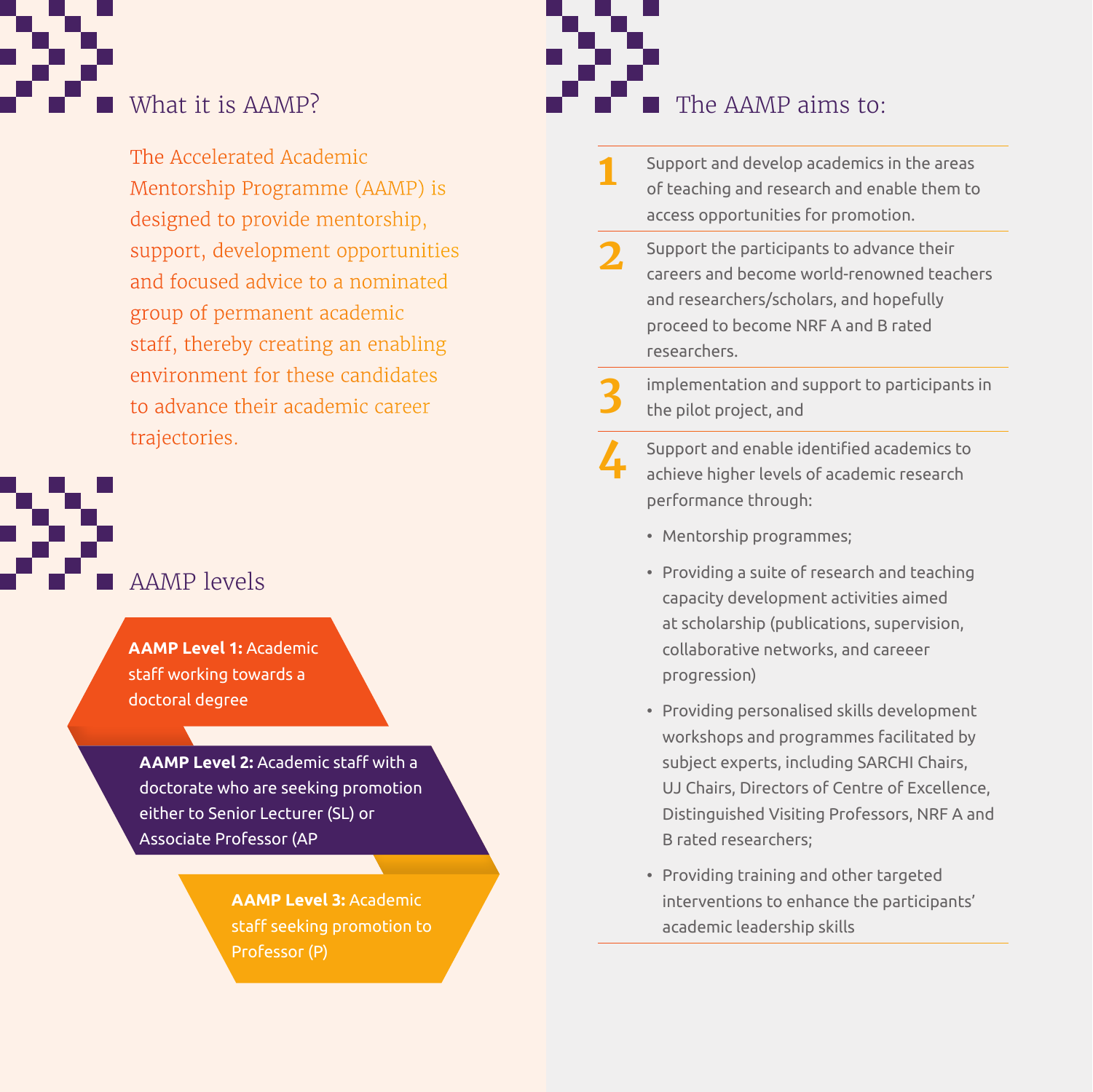## What it is AAMP?

The Accelerated Academic Mentorship Programme (AAMP) is designed to provide mentorship, support, development opportunities and focused advice to a nominated group of permanent academic staff, thereby creating an enabling environment for these candidates to advance their academic career trajectories.

## AAMP levels

**AAMP Level 1:** Academic staff working towards a doctoral degree

**AAMP Level 2:** Academic staff with a doctorate who are seeking promotion either to Senior Lecturer (SL) or Associate Professor (AP

**AAMP Level 3:** Academic staff seeking promotion to Professor (P)

## The AAMP aims to:

1. Support and develop academics in the areas of teaching and research and enable them to access opportunities for promotion.
2. Support the participants to advance their careers and become world-renowned teachers and researchers/scholars, and hopefully proceed to become NRF A and B rated researchers.
3. implementation and support to participants in the pilot project, and
4. Support and enable identified academics to achieve higher levels of academic research performance through:
   - Mentorship programmes;
   - Providing a suite of research and teaching capacity development activities aimed at scholarship (publications, supervision, collaborative networks, and careeer progression)
   - Providing personalised skills development workshops and programmes facilitated by subject experts, including SARCHI Chairs, UJ Chairs, Directors of Centre of Excellence, Distinguished Visiting Professors, NRF A and B rated researchers;
   - Providing training and other targeted interventions to enhance the participants' academic leadership skills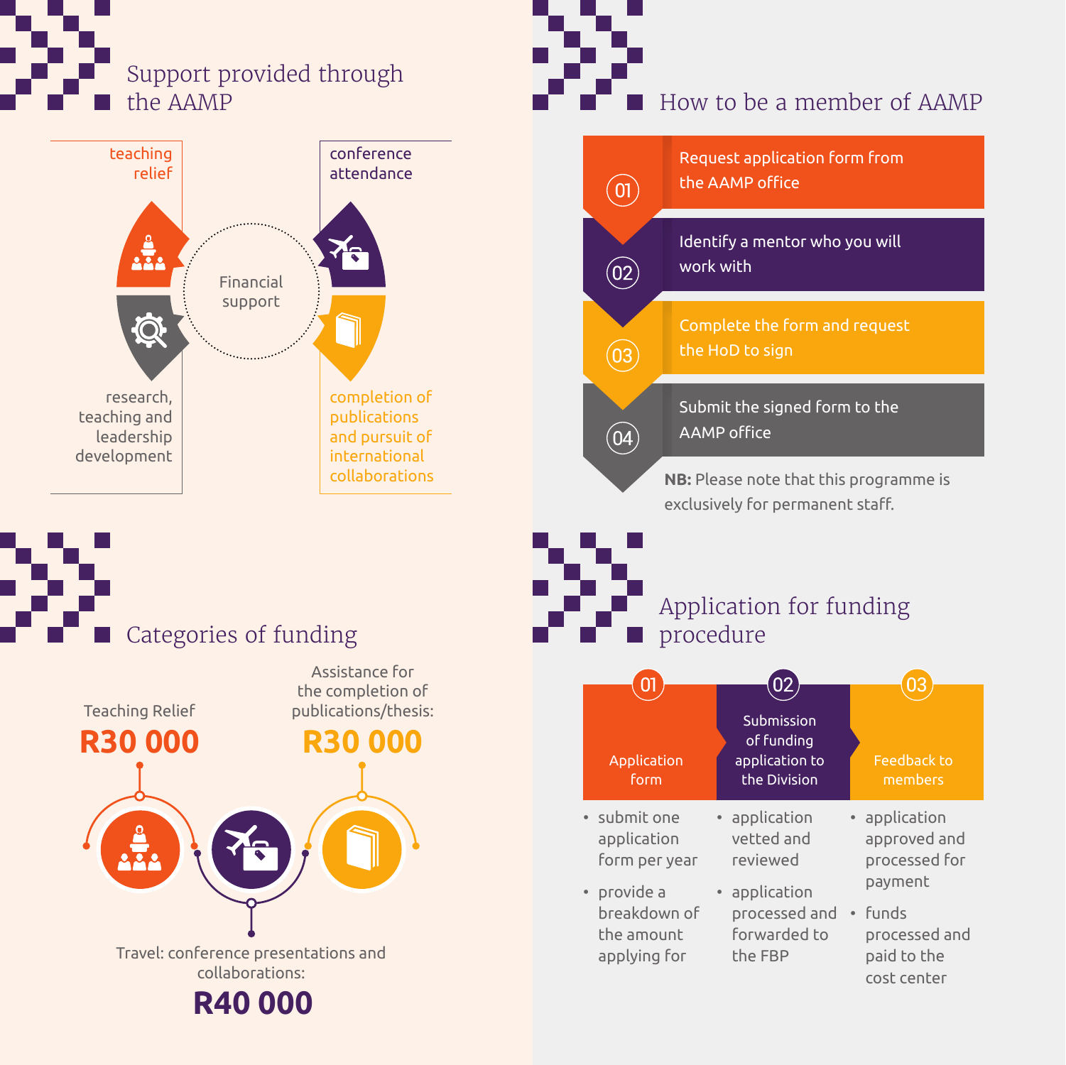## Support provided through the AAMP

**Financial support**

- teaching relief
- conference attendance
- research, teaching and leadership development
- completion of publications and pursuit of international collaborations

## How to be a member of AAMP

01. Request application form from the AAMP office
02. Identify a mentor who you will work with
03. Complete the form and request the HoD to sign
04. Submit the signed form to the AAMP office

**NB:** Please note that this programme is exclusively for permanent staff.

## Categories of funding

Teaching Relief
**R30 000**

Assistance for the completion of publications/thesis:
**R30 000**

Travel: conference presentations and collaborations:
**R40 000**

## Application for funding procedure

**01 Application form**

- submit one application form per year
- provide a breakdown of the amount applying for

**02 Submission of funding application to the Division**

- application vetted and reviewed
- application processed and forwarded to the FBP

**03 Feedback to members**

- application approved and processed for payment
- funds processed and paid to the cost center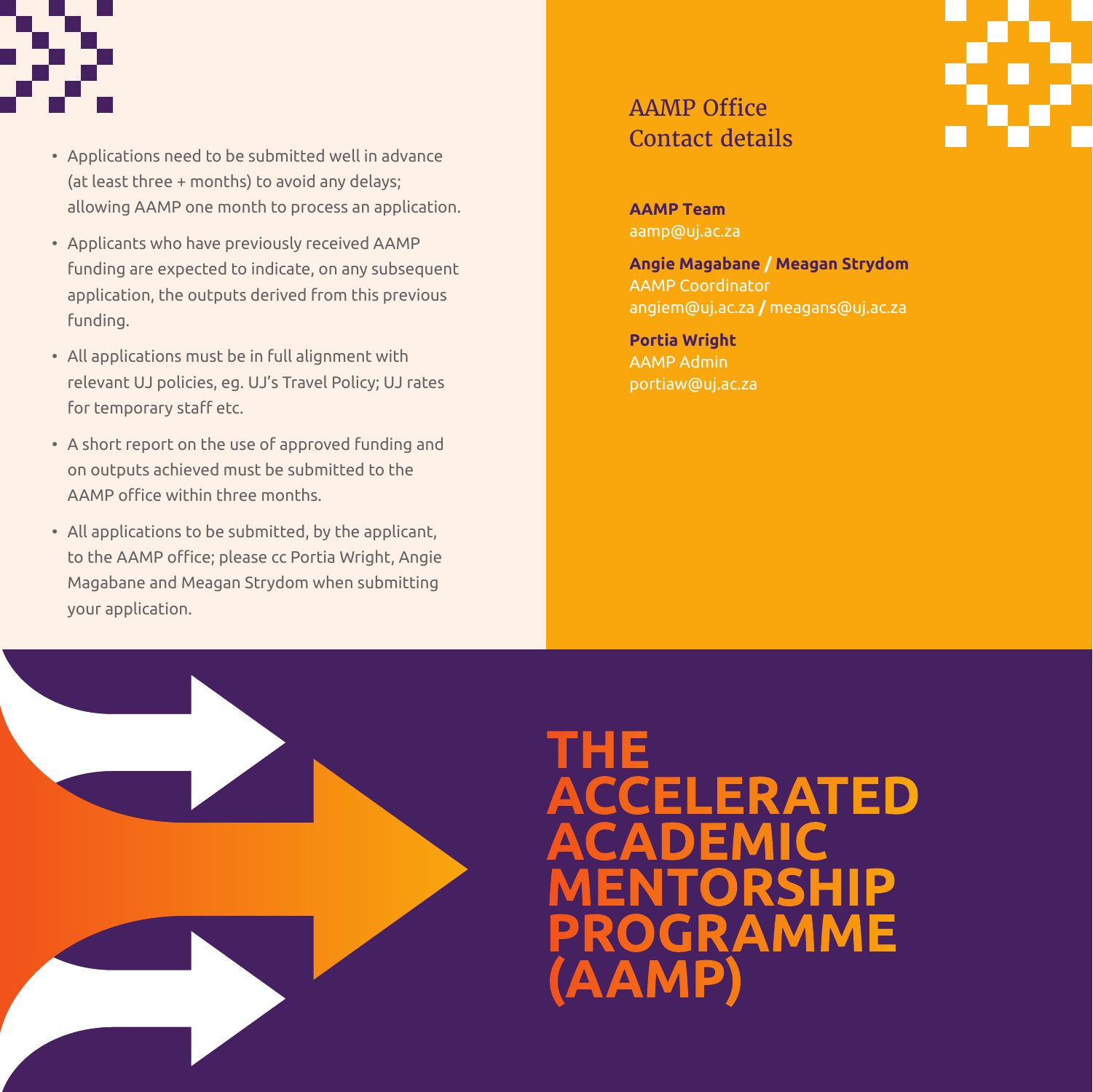- Applications need to be submitted well in advance (at least three + months) to avoid any delays; allowing AAMP one month to process an application.
- Applicants who have previously received AAMP funding are expected to indicate, on any subsequent application, the outputs derived from this previous funding.
- All applications must be in full alignment with relevant UJ policies, eg. UJ's Travel Policy; UJ rates for temporary staff etc.
- A short report on the use of approved funding and on outputs achieved must be submitted to the AAMP office within three months.
- All applications to be submitted, by the applicant, to the AAMP office; please cc Portia Wright, Angie Magabane and Meagan Strydom when submitting your application.

## AAMP Office Contact details

**AAMP Team**
aamp@uj.ac.za

**Angie Magabane / Meagan Strydom**
AAMP Coordinator
angiem@uj.ac.za / meagans@uj.ac.za

**Portia Wright**
AAMP Admin
portiaw@uj.ac.za

# THE ACCELERATED ACADEMIC MENTORSHIP PROGRAMME (AAMP)